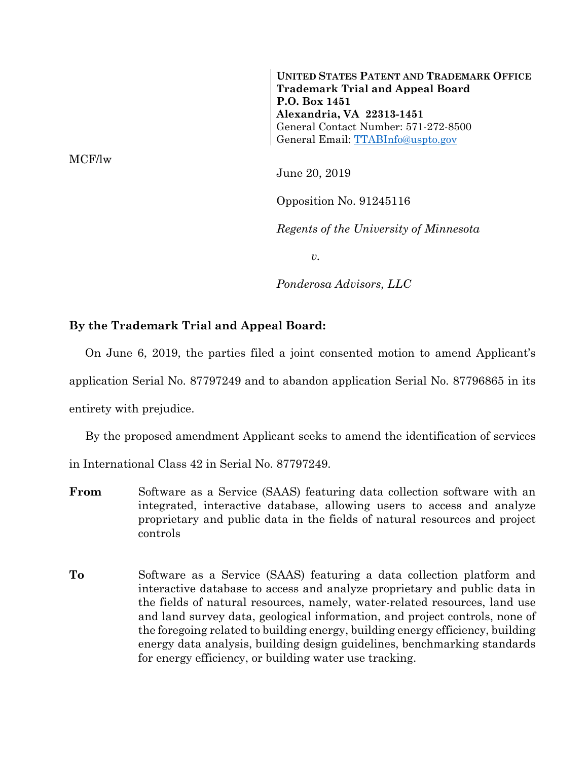**UNITED STATES PATENT AND TRADEMARK OFFICE**
**Trademark Trial and Appeal Board**
**P.O. Box 1451**
**Alexandria, VA 22313-1451**
General Contact Number: 571-272-8500
General Email: TTABInfo@uspto.gov

MCF/lw

June 20, 2019

Opposition No. 91245116

*Regents of the University of Minnesota*

*v.*

*Ponderosa Advisors, LLC*

**By the Trademark Trial and Appeal Board:**

On June 6, 2019, the parties filed a joint consented motion to amend Applicant's application Serial No. 87797249 and to abandon application Serial No. 87796865 in its entirety with prejudice.

By the proposed amendment Applicant seeks to amend the identification of services in International Class 42 in Serial No. 87797249.

**From** Software as a Service (SAAS) featuring data collection software with an integrated, interactive database, allowing users to access and analyze proprietary and public data in the fields of natural resources and project controls

**To** Software as a Service (SAAS) featuring a data collection platform and interactive database to access and analyze proprietary and public data in the fields of natural resources, namely, water-related resources, land use and land survey data, geological information, and project controls, none of the foregoing related to building energy, building energy efficiency, building energy data analysis, building design guidelines, benchmarking standards for energy efficiency, or building water use tracking.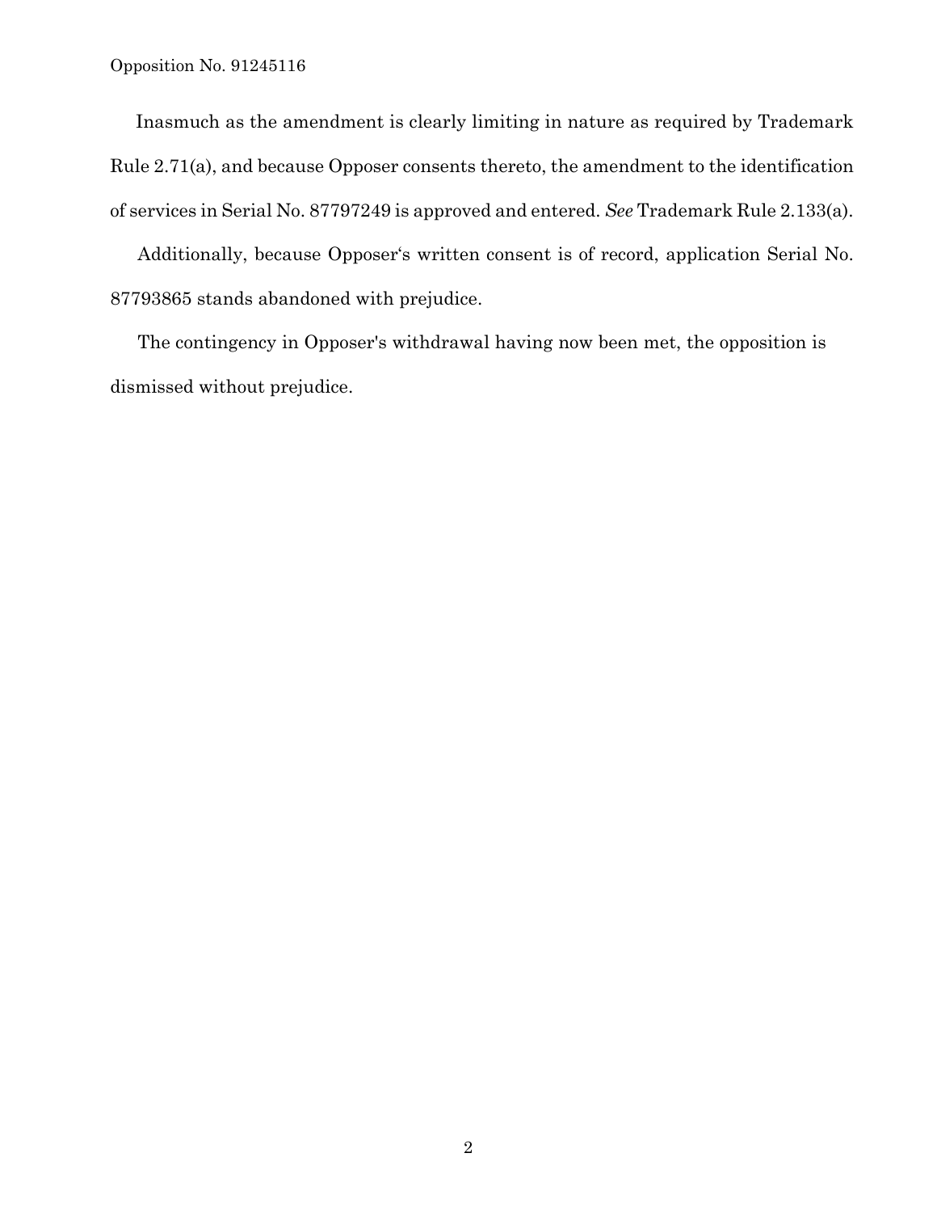Inasmuch as the amendment is clearly limiting in nature as required by Trademark Rule 2.71(a), and because Opposer consents thereto, the amendment to the identification of services in Serial No. 87797249 is approved and entered. *See* Trademark Rule 2.133(a).

Additionally, because Opposer's written consent is of record, application Serial No. 87793865 stands abandoned with prejudice.

The contingency in Opposer's withdrawal having now been met, the opposition is dismissed without prejudice.